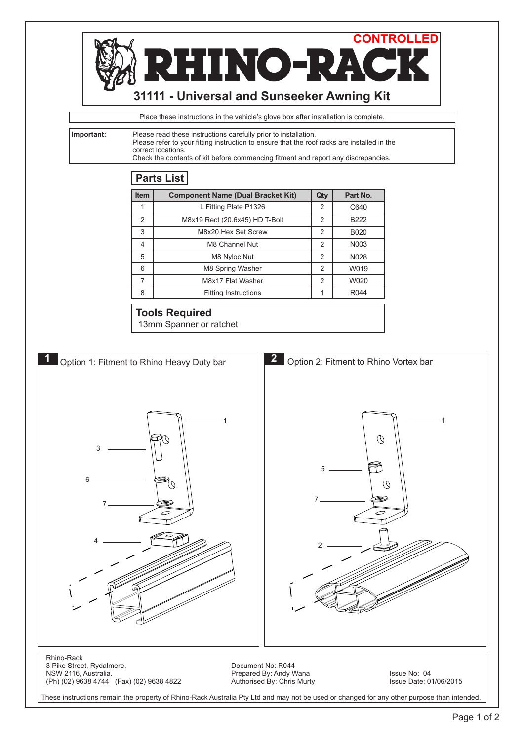CONTROLLED

# RHINO-RACK

## 31111 - Universal and Sunseeker Awning Kit

Place these instructions in the vehicle's glove box after installation is complete.

**Important:** Please read these instructions carefully prior to installation.
Please refer to your fitting instruction to ensure that the roof racks are installed in the correct locations.
Check the contents of kit before commencing fitment and report any discrepancies.

## Parts List

| Item | Component Name (Dual Bracket Kit) | Qty | Part No. |
|---|---|---|---|
| 1 | L Fitting Plate P1326 | 2 | C640 |
| 2 | M8x19 Rect (20.6x45) HD T-Bolt | 2 | B222 |
| 3 | M8x20 Hex Set Screw | 2 | B020 |
| 4 | M8 Channel Nut | 2 | N003 |
| 5 | M8 Nyloc Nut | 2 | N028 |
| 6 | M8 Spring Washer | 2 | W019 |
| 7 | M8x17 Flat Washer | 2 | W020 |
| 8 | Fitting Instructions | 1 | R044 |

## Tools Required

13mm Spanner or ratchet

### 1 Option 1: Fitment to Rhino Heavy Duty bar

1, 3, 6, 7, 4

### 2 Option 2: Fitment to Rhino Vortex bar

1, 5, 7, 2

Rhino-Rack
3 Pike Street, Rydalmere,
NSW 2116, Australia.
(Ph) (02) 9638 4744 (Fax) (02) 9638 4822

Document No: R044
Prepared By: Andy Wana
Authorised By: Chris Murty

Issue No: 04
Issue Date: 01/06/2015

These instructions remain the property of Rhino-Rack Australia Pty Ltd and may not be used or changed for any other purpose than intended.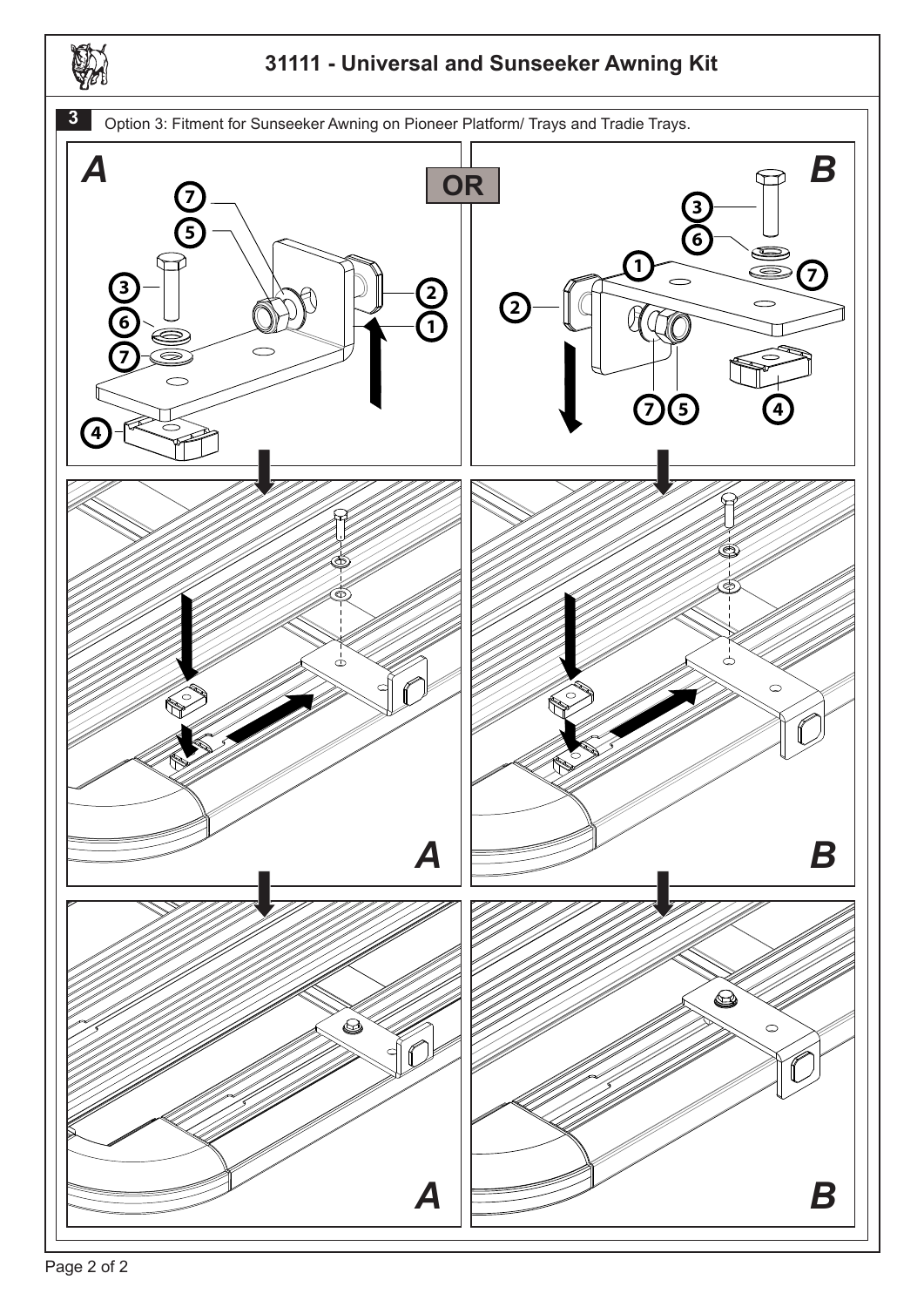# 31111 - Universal and Sunseeker Awning Kit

**3** Option 3: Fitment for Sunseeker Awning on Pioneer Platform/ Trays and Tradie Trays.

*A*

OR

*B*

7
5
3
6
7
4
2
1

3
6
1
7
2
7
5
4

*A*

*B*

*A*

*B*